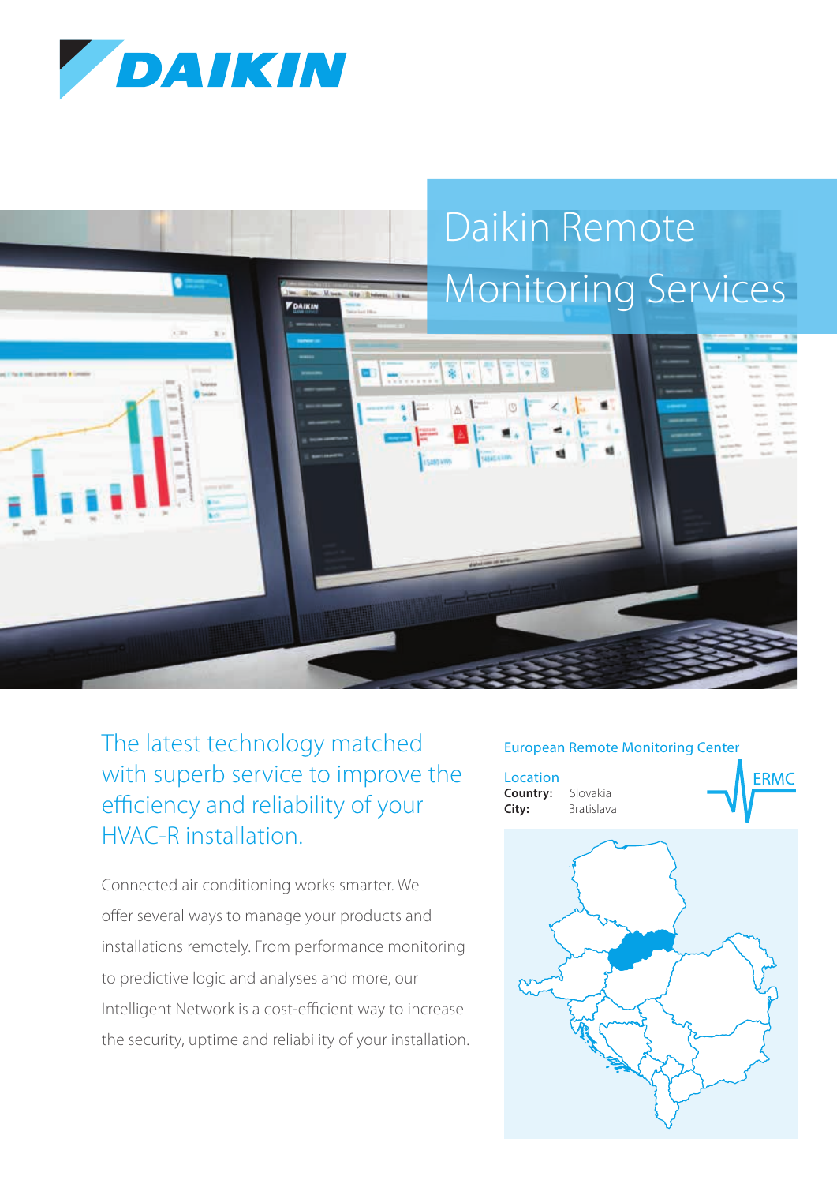# Daikin Remote Monitoring Services

## The latest technology matched with superb service to improve the efficiency and reliability of your HVAC-R installation.

Connected air conditioning works smarter. We offer several ways to manage your products and installations remotely. From performance monitoring to predictive logic and analyses and more, our Intelligent Network is a cost-efficient way to increase the security, uptime and reliability of your installation.

### European Remote Monitoring Center

ERMC

**Location**

**Country:** Slovakia

**City:** Bratislava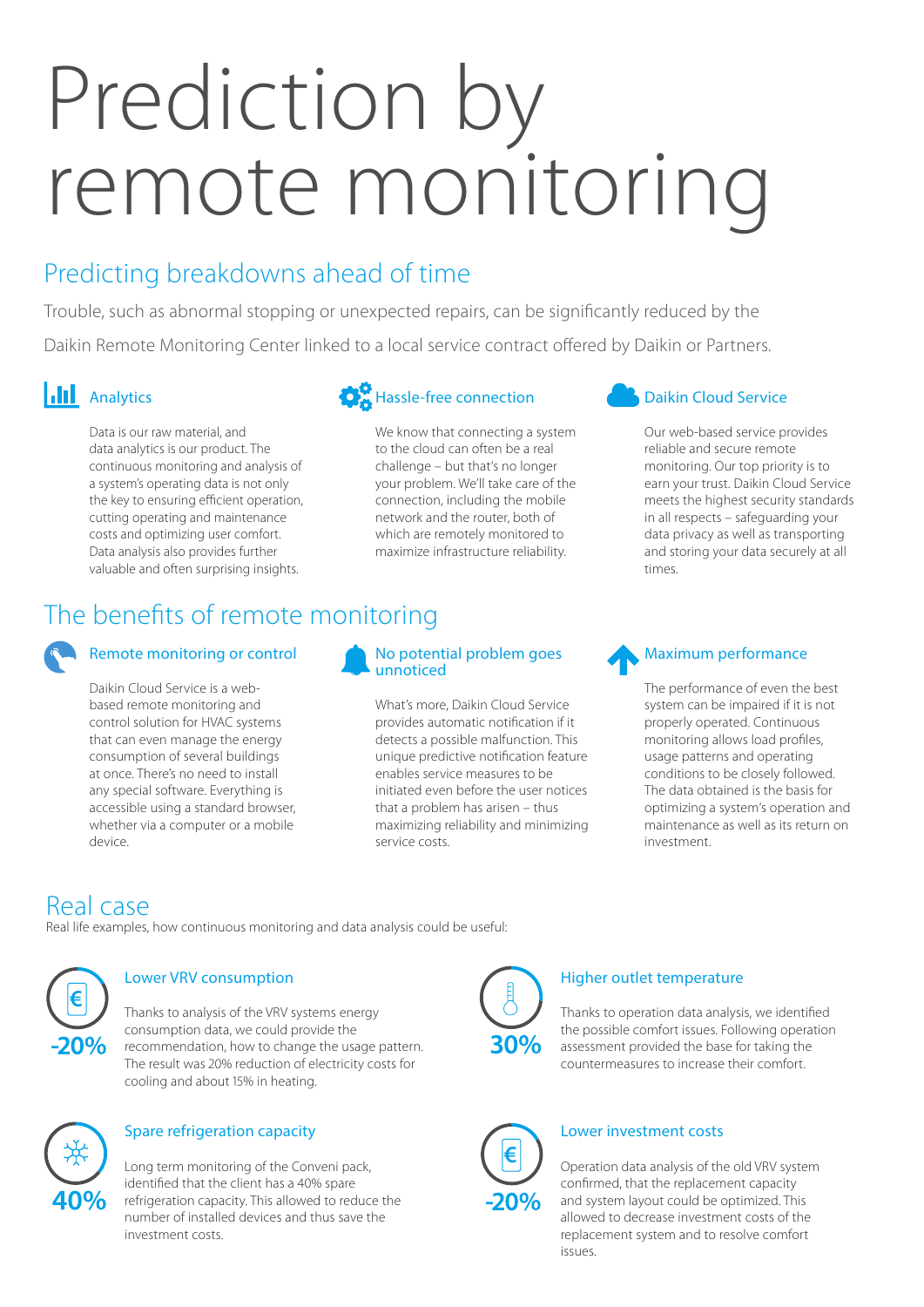# Prediction by remote monitoring

## Predicting breakdowns ahead of time

Trouble, such as abnormal stopping or unexpected repairs, can be significantly reduced by the Daikin Remote Monitoring Center linked to a local service contract offered by Daikin or Partners.

### Analytics

Data is our raw material, and data analytics is our product. The continuous monitoring and analysis of a system's operating data is not only the key to ensuring efficient operation, cutting operating and maintenance costs and optimizing user comfort. Data analysis also provides further valuable and often surprising insights.

### Hassle-free connection

We know that connecting a system to the cloud can often be a real challenge – but that's no longer your problem. We'll take care of the connection, including the mobile network and the router, both of which are remotely monitored to maximize infrastructure reliability.

### Daikin Cloud Service

Our web-based service provides reliable and secure remote monitoring. Our top priority is to earn your trust. Daikin Cloud Service meets the highest security standards in all respects – safeguarding your data privacy as well as transporting and storing your data securely at all times.

## The benefits of remote monitoring

### Remote monitoring or control

Daikin Cloud Service is a web-based remote monitoring and control solution for HVAC systems that can even manage the energy consumption of several buildings at once. There's no need to install any special software. Everything is accessible using a standard browser, whether via a computer or a mobile device.

### No potential problem goes unnoticed

What's more, Daikin Cloud Service provides automatic notification if it detects a possible malfunction. This unique predictive notification feature enables service measures to be initiated even before the user notices that a problem has arisen – thus maximizing reliability and minimizing service costs.

### Maximum performance

The performance of even the best system can be impaired if it is not properly operated. Continuous monitoring allows load profiles, usage patterns and operating conditions to be closely followed. The data obtained is the basis for optimizing a system's operation and maintenance as well as its return on investment.

## Real case

Real life examples, how continuous monitoring and data analysis could be useful:

### Lower VRV consumption

**-20%**

Thanks to analysis of the VRV systems energy consumption data, we could provide the recommendation, how to change the usage pattern. The result was 20% reduction of electricity costs for cooling and about 15% in heating.

### Higher outlet temperature

**30%**

Thanks to operation data analysis, we identified the possible comfort issues. Following operation assessment provided the base for taking the countermeasures to increase their comfort.

### Spare refrigeration capacity

**40%**

Long term monitoring of the Conveni pack, identified that the client has a 40% spare refrigeration capacity. This allowed to reduce the number of installed devices and thus save the investment costs.

### Lower investment costs

**-20%**

Operation data analysis of the old VRV system confirmed, that the replacement capacity and system layout could be optimized. This allowed to decrease investment costs of the replacement system and to resolve comfort issues.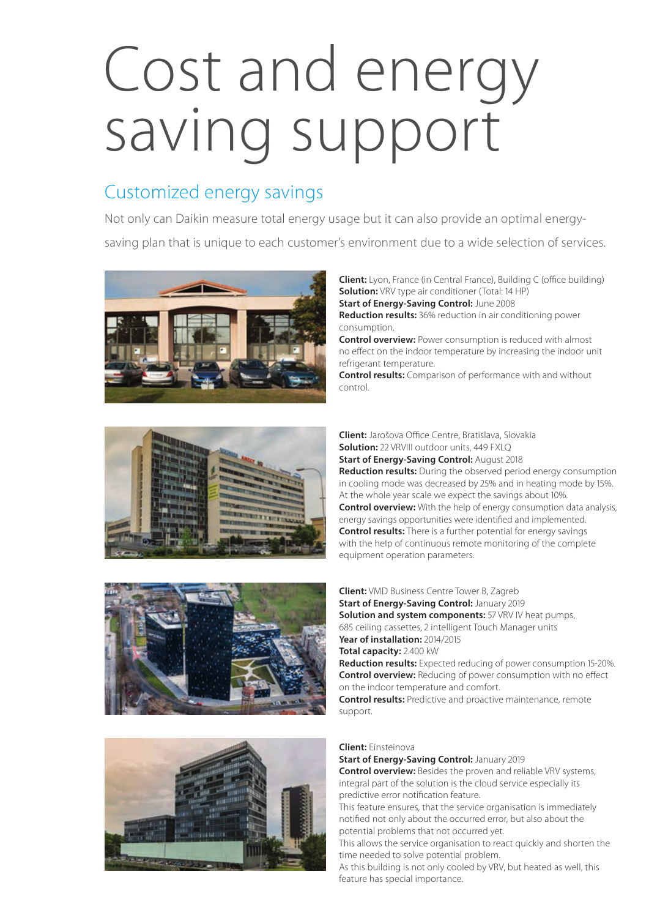# Cost and energy saving support

## Customized energy savings

Not only can Daikin measure total energy usage but it can also provide an optimal energy-saving plan that is unique to each customer's environment due to a wide selection of services.

**Client:** Lyon, France (in Central France), Building C (office building)
**Solution:** VRV type air conditioner (Total: 14 HP)
**Start of Energy-Saving Control:** June 2008
**Reduction results:** 36% reduction in air conditioning power consumption.
**Control overview:** Power consumption is reduced with almost no effect on the indoor temperature by increasing the indoor unit refrigerant temperature.
**Control results:** Comparison of performance with and without control.

**Client:** Jarošova Office Centre, Bratislava, Slovakia
**Solution:** 22 VRVIII outdoor units, 449 FXLQ
**Start of Energy-Saving Control:** August 2018
**Reduction results:** During the observed period energy consumption in cooling mode was decreased by 25% and in heating mode by 15%. At the whole year scale we expect the savings about 10%.
**Control overview:** With the help of energy consumption data analysis, energy savings opportunities were identified and implemented.
**Control results:** There is a further potential for energy savings with the help of continuous remote monitoring of the complete equipment operation parameters.

**Client:** VMD Business Centre Tower B, Zagreb
**Start of Energy-Saving Control:** January 2019
**Solution and system components:** 57 VRV IV heat pumps, 685 ceiling cassettes, 2 intelligent Touch Manager units
**Year of installation:** 2014/2015
**Total capacity:** 2.400 kW
**Reduction results:** Expected reducing of power consumption 15-20%.
**Control overview:** Reducing of power consumption with no effect on the indoor temperature and comfort.
**Control results:** Predictive and proactive maintenance, remote support.

**Client:** Einsteinova
**Start of Energy-Saving Control:** January 2019
**Control overview:** Besides the proven and reliable VRV systems, integral part of the solution is the cloud service especially its predictive error notification feature.
This feature ensures, that the service organisation is immediately notified not only about the occurred error, but also about the potential problems that not occurred yet.
This allows the service organisation to react quickly and shorten the time needed to solve potential problem.
As this building is not only cooled by VRV, but heated as well, this feature has special importance.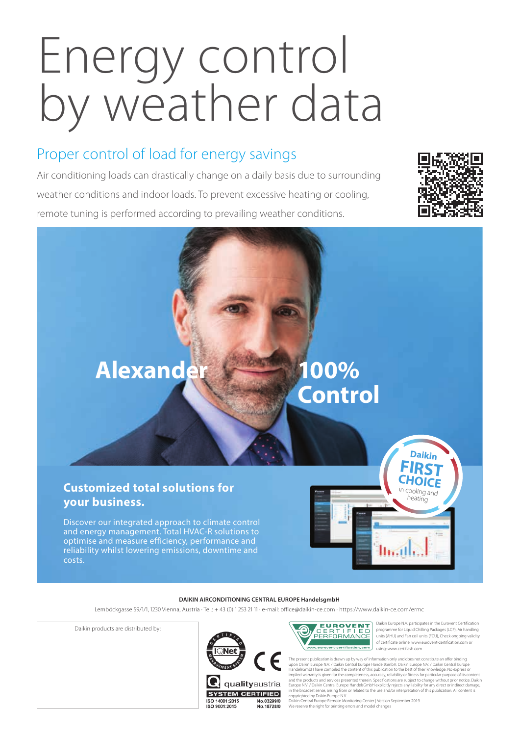# Energy control by weather data

## Proper control of load for energy savings

Air conditioning loads can drastically change on a daily basis due to surrounding weather conditions and indoor loads. To prevent excessive heating or cooling, remote tuning is performed according to prevailing weather conditions.

Alexander

100% Control

**Customized total solutions for your business.**

Discover our integrated approach to climate control and energy management. Total HVAC-R solutions to optimise and measure efficiency, performance and reliability whilst lowering emissions, downtime and costs.

Daikin FIRST CHOICE in cooling and heating

**DAIKIN AIRCONDITIONING CENTRAL EUROPE HandelsgmbH**

Lemböckgasse 59/1/1, 1230 Vienna, Austria · Tel.: + 43 (0) 1 253 21 11 · e-mail: office@daikin-ce.com · https://www.daikin-ce.com/ermc

Daikin products are distributed by:

ISO 14001:2015 No.03299/0
ISO 9001:2015 No.18728/0

Daikin Europe N.V. participates in the Eurovent Certification programme for Liquid Chilling Packages (LCP), Air handling units (AHU) and Fan coil units (FCU). Check ongoing validity of certificate online: www.eurovent-certification.com or using: www.certiflash.com

The present publication is drawn up by way of information only and does not constitute an offer binding upon Daikin Europe N.V. / Daikin Central Europe HandelsGmbH. Daikin Europe N.V. / Daikin Central Europe HandelsGmbH have compiled the content of this publication to the best of their knowledge. No express or implied warranty is given for the completeness, accuracy, reliability or fitness for particular purpose of its content and the products and services presented therein. Specifications are subject to change without prior notice. Daikin Europe N.V. / Daikin Central Europe HandelsGmbH explicitly rejects any liability for any direct or indirect damage, in the broadest sense, arising from or related to the use and/or interpretation of this publication. All content is copyrighted by Daikin Europe N.V.

Daikin Central Europe Remote Monitoring Center | Version September 2019

We reserve the right for printing errors and model changes